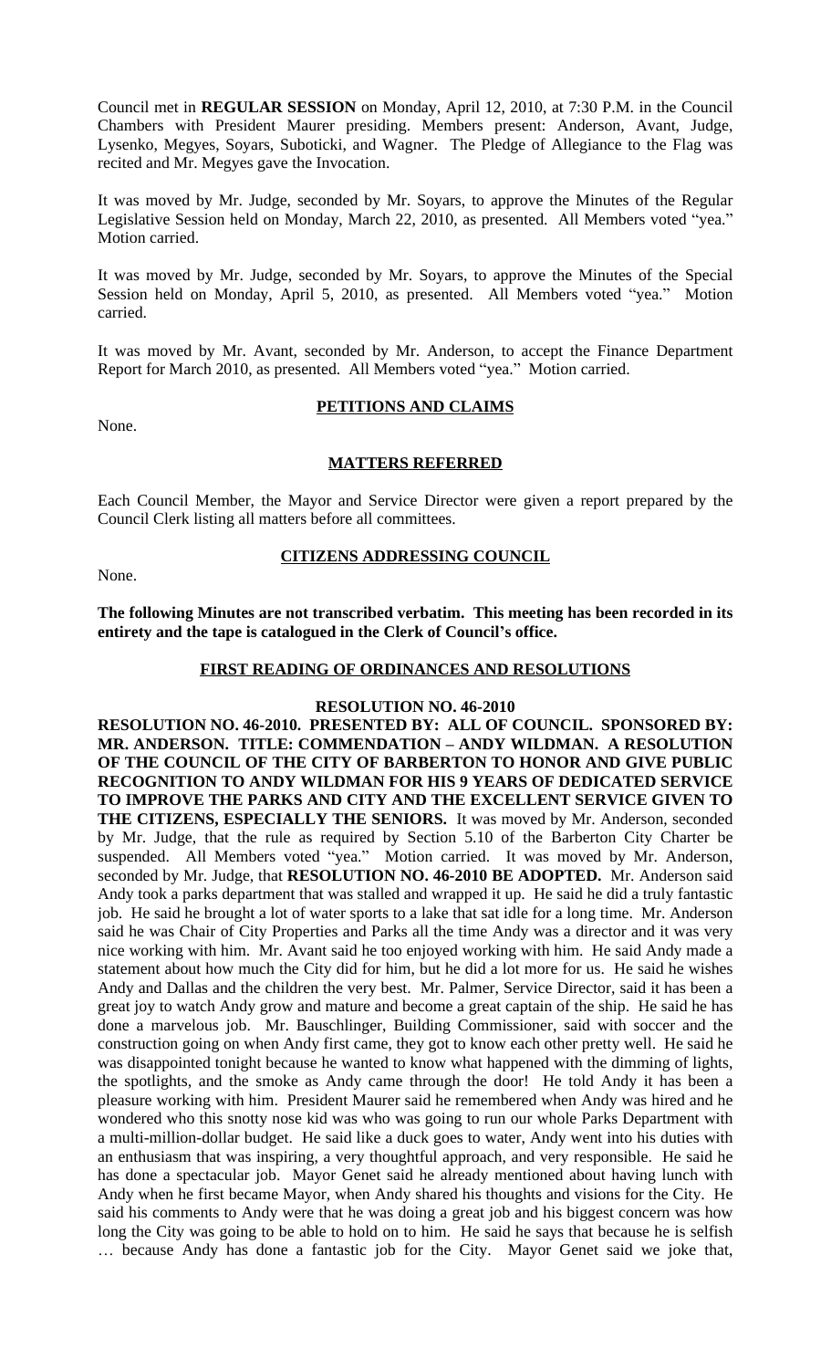Council met in **REGULAR SESSION** on Monday, April 12, 2010, at 7:30 P.M. in the Council Chambers with President **Maurer** presiding. Members present: Anderson, Avant, Judge, Lysenko, Megyes, Soyars, Suboticki, and Wagner. The Pledge of Allegiance to the Flag was recited and Mr. Megyes gave the Invocation.

It was moved by Mr. Judge, seconded by Mr. Soyars, to approve the Minutes of the Regular Legislative Session held on Monday, March 22, 2010, as presented. All Members voted "yea." Motion carried.

It was moved by Mr. Judge, seconded by Mr. Soyars, to approve the Minutes of the Special Session held on Monday, April 5, 2010, as presented. All Members voted "yea." Motion carried.

It was moved by Mr. Avant, seconded by Mr. Anderson, to accept the Finance Department Report for March 2010, as presented. All Members voted "yea." Motion carried.

## PETITIONS AND CLAIMS

None.

## MATTERS REFERRED

Each Council Member, the Mayor and Service Director were given a report prepared by the Council Clerk listing all matters before all committees.

## CITIZENS ADDRESSING COUNCIL

None.

**The following Minutes are not transcribed verbatim. This meeting has been recorded in its entirety and the tape is catalogued in the Clerk of Council's office.**

## FIRST READING OF ORDINANCES AND RESOLUTIONS

### RESOLUTION NO. 46-2010

**RESOLUTION NO. 46-2010. PRESENTED BY: ALL OF COUNCIL. SPONSORED BY: MR. ANDERSON. TITLE: COMMENDATION – ANDY WILDMAN. A RESOLUTION OF THE COUNCIL OF THE CITY OF BARBERTON TO HONOR AND GIVE PUBLIC RECOGNITION TO ANDY WILDMAN FOR HIS 9 YEARS OF DEDICATED SERVICE TO IMPROVE THE PARKS AND CITY AND THE EXCELLENT SERVICE GIVEN TO THE CITIZENS, ESPECIALLY THE SENIORS.** It was moved by Mr. Anderson, seconded by Mr. Judge, that the rule as required by Section 5.10 of the Barberton City Charter be suspended. All Members voted "yea." Motion carried. It was moved by Mr. Anderson, seconded by Mr. Judge, that **RESOLUTION NO. 46-2010 BE ADOPTED.** Mr. Anderson said Andy took a parks department that was stalled and wrapped it up. He said he did a truly fantastic job. He said he brought a lot of water sports to a lake that sat idle for a long time. Mr. Anderson said he was Chair of City Properties and Parks all the time Andy was a director and it was very nice working with him. Mr. Avant said he too enjoyed working with him. He said Andy made a statement about how much the City did for him, but he did a lot more for us. He said he wishes Andy and Dallas and the children the very best. Mr. Palmer, Service Director, said it has been a great joy to watch Andy grow and mature and become a great captain of the ship. He said he has done a marvelous job. Mr. Bauschlinger, Building Commissioner, said with soccer and the construction going on when Andy first came, they got to know each other pretty well. He said he was disappointed tonight because he wanted to know what happened with the dimming of lights, the spotlights, and the smoke as Andy came through the door! He told Andy it has been a pleasure working with him. President Maurer said he remembered when Andy was hired and he wondered who this snotty nose kid was who was going to run our whole Parks Department with a multi-million-dollar budget. He said like a duck goes to water, Andy went into his duties with an enthusiasm that was inspiring, a very thoughtful approach, and very responsible. He said he has done a spectacular job. Mayor Genet said he already mentioned about having lunch with Andy when he first became Mayor, when Andy shared his thoughts and visions for the City. He said his comments to Andy were that he was doing a great job and his biggest concern was how long the City was going to be able to hold on to him. He said he says that because he is selfish … because Andy has done a fantastic job for the City. Mayor Genet said we joke that,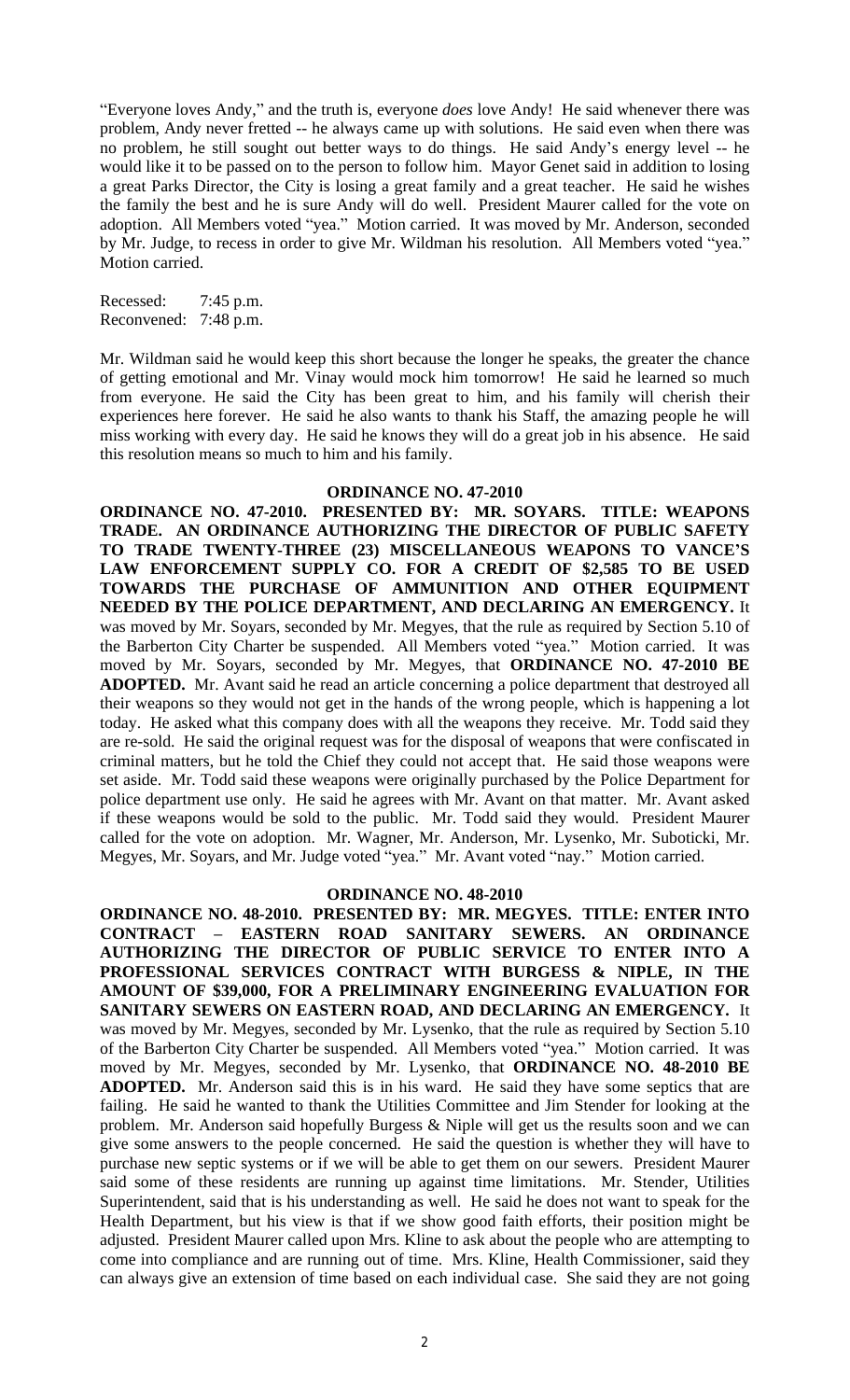"Everyone loves Andy," and the truth is, everyone *does* love Andy! He said whenever there was problem, Andy never fretted -- he always came up with solutions. He said even when there was no problem, he still sought out better ways to do things. He said Andy's energy level -- he would like it to be passed on to the person to follow him. Mayor Genet said in addition to losing a great Parks Director, the City is losing a great family and a great teacher. He said he wishes the family the best and he is sure Andy will do well. President Maurer called for the vote on adoption. All Members voted "yea." Motion carried. It was moved by Mr. Anderson, seconded by Mr. Judge, to recess in order to give Mr. Wildman his resolution. All Members voted "yea." Motion carried.

Recessed: 7:45 p.m.
Reconvened: 7:48 p.m.

Mr. Wildman said he would keep this short because the longer he speaks, the greater the chance of getting emotional and Mr. Vinay would mock him tomorrow! He said he learned so much from everyone. He said the City has been great to him, and his family will cherish their experiences here forever. He said he also wants to thank his Staff, the amazing he will miss working with every day. He said he knows they will do a great job in his absence. He said this resolution means so much to him and his family.

## ORDINANCE NO. 47-2010

**ORDINANCE NO. 47-2010. PRESENTED BY: MR. SOYARS. TITLE: WEAPONS TRADE. AN ORDINANCE AUTHORIZING THE DIRECTOR OF PUBLIC SAFETY TO TRADE TWENTY-THREE (23) MISCELLANEOUS WEAPONS TO VANCE'S LAW ENFORCEMENT SUPPLY CO. FOR A CREDIT OF $2,585 TO BE USED TOWARDS THE PURCHASE OF AMMUNITION AND OTHER EQUIPMENT NEEDED BY THE POLICE DEPARTMENT, AND DECLARING AN EMERGENCY.** It was moved by Mr. Soyars, seconded by Mr. Megyes, that the rule as required by Section 5.10 of the Barberton City Charter be suspended. All Members voted "yea." Motion carried. It was moved by Mr. Soyars, seconded by Mr. Megyes, that **ORDINANCE NO. 47-2010 BE ADOPTED.** Mr. Avant said he read an article concerning a police department that destroyed all their weapons so they would not get in the hands of the wrong people, which is happening a lot today. He asked what this company does with all the weapons they receive. Mr. Todd said they are re-sold. He said the original request was for the disposal of weapons that were confiscated in criminal matters, but he told the Chief they could not accept that. He said those weapons were set aside. Mr. Todd said these weapons were originally purchased by the Police Department for police department use only. He said he agrees with Mr. Avant on that matter. Mr. Avant asked if these weapons would be sold to the public. Mr. Todd said they would. President Maurer called for the vote on adoption. Mr. Wagner, Mr. Anderson, Mr. Lysenko, Mr. Suboticki, Mr. Megyes, Mr. Soyars, and Mr. Judge voted "yea." Mr. Avant voted "nay." Motion carried.

## ORDINANCE NO. 48-2010

**ORDINANCE NO. 48-2010. PRESENTED BY: MR. MEGYES. TITLE: ENTER INTO CONTRACT – EASTERN ROAD SANITARY SEWERS. AN ORDINANCE AUTHORIZING THE DIRECTOR OF PUBLIC SERVICE TO ENTER INTO A PROFESSIONAL SERVICES CONTRACT WITH BURGESS & NIPLE, IN THE AMOUNT OF $39,000, FOR A PRELIMINARY ENGINEERING EVALUATION FOR SANITARY SEWERS ON EASTERN ROAD, AND DECLARING AN EMERGENCY.** It was moved by Mr. Megyes, seconded by Mr. Lysenko, that the rule as required by Section 5.10 of the Barberton City Charter be suspended. All Members voted "yea." Motion carried. It was moved by Mr. Megyes, seconded by Mr. Lysenko, that **ORDINANCE NO. 48-2010 BE ADOPTED.** Mr. Anderson said this is in his ward. He said they have some septics that are failing. He said he wanted to thank the Utilities Committee and Jim Stender for looking at the problem. Mr. Anderson said hopefully Burgess & Niple will get us the results soon and we can give some answers to the people concerned. He said the question is whether they will have to purchase new septic systems or if we will be able to get them on our sewers. President Maurer said some of these residents are running up against time limitations. Mr. Stender, Utilities Superintendent, said that is his understanding as well. He said he does not want to speak for the Health Department, but his view is that if we show good faith efforts, their position might be adjusted. President Maurer called upon Mrs. Kline to ask about the people who are attempting to come into compliance and are running out of time. Mrs. Kline, Health Commissioner, said they can always give an extension of time based on each individual case. She said they are not going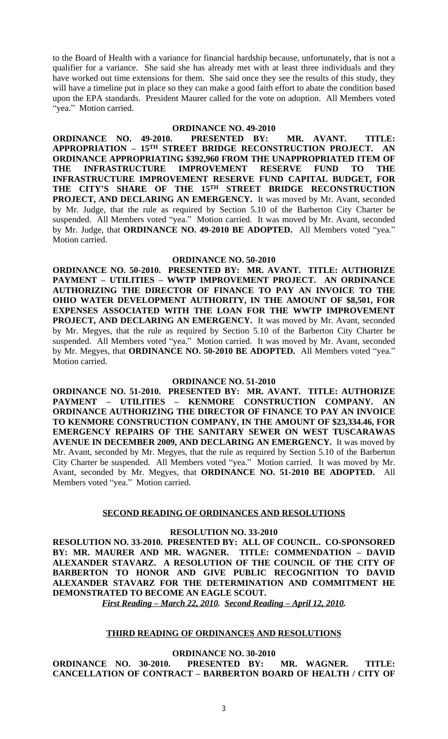to the Board of Health with a variance for financial hardship because, unfortunately, that is not a qualifier for a variance. She said she has already met with at least three individuals and they have worked out time extensions for them. She said once they see the results of this study, they will have a timeline put in place so they can make a good faith effort to abate the condition based upon the EPA standards. President Maurer called for the vote on adoption. All Members voted "yea." Motion carried.

**ORDINANCE NO. 49-2010**

**ORDINANCE NO. 49-2010. PRESENTED BY: MR. AVANT. TITLE: APPROPRIATION – 15TH STREET BRIDGE RECONSTRUCTION PROJECT. AN ORDINANCE APPROPRIATING $392,960 FROM THE UNAPPROPRIATED ITEM OF THE INFRASTRUCTURE IMPROVEMENT RESERVE FUND TO THE INFRASTRUCTURE IMPROVEMENT RESERVE FUND CAPITAL BUDGET, FOR THE CITY'S SHARE OF THE 15TH STREET BRIDGE RECONSTRUCTION PROJECT, AND DECLARING AN EMERGENCY.** It was moved by Mr. Avant, seconded by Mr. Judge, that the rule as required by Section 5.10 of the Barberton City Charter be suspended. All Members voted "yea." Motion carried. It was moved by Mr. Avant, seconded by Mr. Judge, that **ORDINANCE NO. 49-2010 BE ADOPTED.** All Members voted "yea." Motion carried.

**ORDINANCE NO. 50-2010**

**ORDINANCE NO. 50-2010. PRESENTED BY: MR. AVANT. TITLE: AUTHORIZE PAYMENT – UTILITIES – WWTP IMPROVEMENT PROJECT. AN ORDINANCE AUTHORIZING THE DIRECTOR OF FINANCE TO PAY AN INVOICE TO THE OHIO WATER DEVELOPMENT AUTHORITY, IN THE AMOUNT OF $8,501, FOR EXPENSES ASSOCIATED WITH THE LOAN FOR THE WWTP IMPROVEMENT PROJECT, AND DECLARING AN EMERGENCY.** It was moved by Mr. Avant, seconded by Mr. Megyes, that the rule as required by Section 5.10 of the Barberton City Charter be suspended. All Members voted "yea." Motion carried. It was moved by Mr. Avant, seconded by Mr. Megyes, that **ORDINANCE NO. 50-2010 BE ADOPTED.** All Members voted "yea." Motion carried.

**ORDINANCE NO. 51-2010**

**ORDINANCE NO. 51-2010. PRESENTED BY: MR. AVANT. TITLE: AUTHORIZE PAYMENT – UTILITIES – KENMORE CONSTRUCTION COMPANY. AN ORDINANCE AUTHORIZING THE DIRECTOR OF FINANCE TO PAY AN INVOICE TO KENMORE CONSTRUCTION COMPANY, IN THE AMOUNT OF $23,334.46, FOR EMERGENCY REPAIRS OF THE SANITARY SEWER ON WEST TUSCARAWAS AVENUE IN DECEMBER 2009, AND DECLARING AN EMERGENCY.** It was moved by Mr. Avant, seconded by Mr. Megyes, that the rule as required by Section 5.10 of the Barberton City Charter be suspended. All Members voted "yea." Motion carried. It was moved by Mr. Avant, seconded by Mr. Megyes, that **ORDINANCE NO. 51-2010 BE ADOPTED.** All Members voted "yea." Motion carried.

**SECOND READING OF ORDINANCES AND RESOLUTIONS**

**RESOLUTION NO. 33-2010**

**RESOLUTION NO. 33-2010. PRESENTED BY: ALL OF COUNCIL. CO-SPONSORED BY: MR. MAURER AND MR. WAGNER. TITLE: COMMENDATION – DAVID ALEXANDER STAVARZ. A RESOLUTION OF THE COUNCIL OF THE CITY OF BARBERTON TO HONOR AND GIVE PUBLIC RECOGNITION TO DAVID ALEXANDER STAVARZ FOR THE DETERMINATION AND COMMITMENT HE DEMONSTRATED TO BECOME AN EAGLE SCOUT.**

***First Reading – March 22, 2010. Second Reading – April 12, 2010.***

**THIRD READING OF ORDINANCES AND RESOLUTIONS**

**ORDINANCE NO. 30-2010**

**ORDINANCE NO. 30-2010. PRESENTED BY: MR. WAGNER. TITLE: CANCELLATION OF CONTRACT – BARBERTON BOARD OF HEALTH / CITY OF**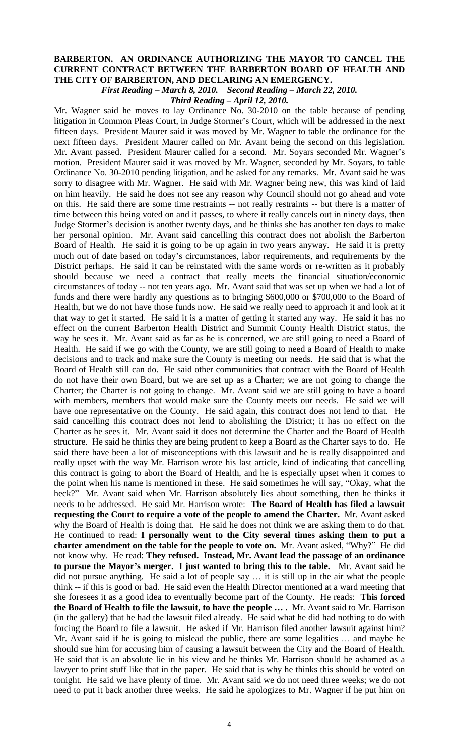**BARBERTON. AN ORDINANCE AUTHORIZING THE MAYOR TO CANCEL THE CURRENT CONTRACT BETWEEN THE BARBERTON BOARD OF HEALTH AND THE CITY OF BARBERTON, AND DECLARING AN EMERGENCY.**

***First Reading – March 8, 2010. Second Reading – March 22, 2010.***
***Third Reading – April 12, 2010.***

Mr. Wagner said he moves to lay Ordinance No. 30-2010 on the table because of pending litigation in Common Pleas Court, in Judge Stormer's Court, which will be addressed in the next fifteen days. President Maurer said it was moved by Mr. Wagner to table the ordinance for the next fifteen days. President Maurer called on Mr. Avant being the second on this legislation. Mr. Avant passed. President Maurer called for a second. Mr. Soyars seconded Mr. Wagner's motion. President Maurer said it was moved by Mr. Wagner, seconded by Mr. Soyars, to table Ordinance No. 30-2010 pending litigation, and he asked for any remarks. Mr. Avant said he was sorry to disagree with Mr. Wagner. He said with Mr. Wagner being new, this was kind of laid on him heavily. He said he does not see any reason why Council should not go ahead and vote on this. He said there are some time restraints -- not really restraints -- but there is a matter of time between this being voted on and it passes, to where it really cancels out in ninety days, then Judge Stormer's decision is another twenty days, and he thinks she has another ten days to make her personal opinion. Mr. Avant said cancelling this contract does not abolish the Barberton Board of Health. He said it is going to be up again in two years anyway. He said it is pretty much out of date based on today's circumstances, labor requirements, and requirements by the District perhaps. He said it can be reinstated with the same words or re-written as it probably should because we need a contract that really meets the financial situation/economic circumstances of today -- not ten years ago. Mr. Avant said that was set up when we had a lot of funds and there were hardly any questions as to bringing $600,000 or $700,000 to the Board of Health, but we do not have those funds now. He said we really need to approach it and look at it that way to get it started. He said it is a matter of getting it started any way. He said it has no effect on the current Barberton Health District and Summit County Health District status, the way he sees it. Mr. Avant said as far as he is concerned, we are still going to need a Board of Health. He said if we go with the County, we are still going to need a Board of Health to make decisions and to track and make sure the County is meeting our needs. He said that is what the Board of Health still can do. He said other communities that contract with the Board of Health do not have their own Board, but we are set up as a Charter; we are not going to change the Charter; the Charter is not going to change. Mr. Avant said we are still going to have a board with members, members that would make sure the County meets our needs. He said we will have one representative on the County. He said again, this contract does not lend to that. He said cancelling this contract does not lend to abolishing the District; it has no effect on the Charter as he sees it. Mr. Avant said it does not determine the Charter and the Board of Health structure. He said he thinks they are being prudent to keep a Board as the Charter says to do. He said there have been a lot of misconceptions with this lawsuit and he is really disappointed and really upset with the way Mr. Harrison wrote his last article, kind of indicating that cancelling this contract is going to abort the Board of Health, and he is especially upset when it comes to the point when his name is mentioned in these. He said sometimes he will say, "Okay, what the heck?" Mr. Avant said when Mr. Harrison absolutely lies about something, then he thinks it needs to be addressed. He said Mr. Harrison wrote: **The Board of Health has filed a lawsuit requesting the Court to require a vote of the people to amend the Charter.** Mr. Avant asked why the Board of Health is doing that. He said he does not think we are asking them to do that. He continued to read: **I personally went to the City several times asking them to put a charter amendment on the table for the people to vote on.** Mr. Avant asked, "Why?" He did not know why. He read: **They refused. Instead, Mr. Avant lead the passage of an ordinance to pursue the Mayor's merger. I just wanted to bring this to the table.** Mr. Avant said he did not pursue anything. He said a lot of people say … it is still up in the air what the people think -- if this is good or bad. He said even the Health Director mentioned at a ward meeting that she foresees it as a good idea to eventually become part of the County. He reads: **This forced the Board of Health to file the lawsuit, to have the people … .** Mr. Avant said to Mr. Harrison (in the gallery) that he had the lawsuit filed already. He said what he did had nothing to do with forcing the Board to file a lawsuit. He asked if Mr. Harrison filed another lawsuit against him? Mr. Avant said if he is going to mislead the public, there are some legalities … and maybe he should sue him for accusing him of causing a lawsuit between the City and the Board of Health. He said that is an absolute lie in his view and he thinks Mr. Harrison should be ashamed as a lawyer to print stuff like that in the paper. He said that is why he thinks this should be voted on tonight. He said we have plenty of time. Mr. Avant said we do not need three weeks; we do not need to put it back another three weeks. He said he apologizes to Mr. Wagner if he put him on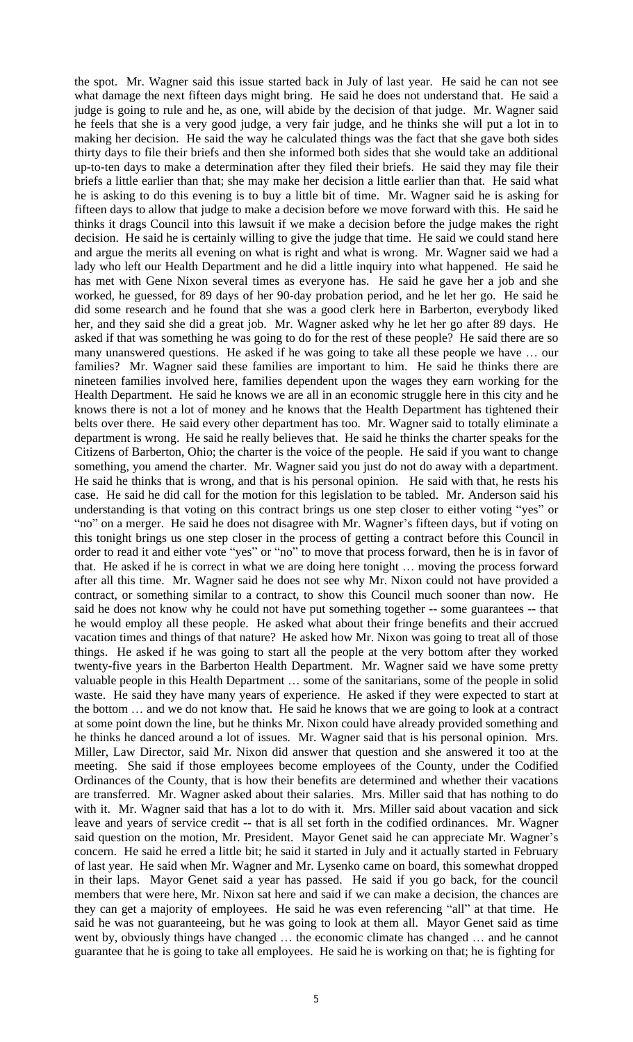the spot. Mr. Wagner said this issue started back in July of last year. He said he can not see what damage the next fifteen days might bring. He said he does not understand that. He said a judge is going to rule and he, as one, will abide by the decision of that judge. Mr. Wagner said he feels that she is a very good judge, a very fair judge, and he thinks she will put a lot in to making her decision. He said the way he calculated things was the fact that she gave both sides thirty days to file their briefs and then she informed both sides that she would take an additional up-to-ten days to make a determination after they filed their briefs. He said they may file their briefs a little earlier than that; she may make her decision a little earlier than that. He said what he is asking to do this evening is to buy a little bit of time. Mr. Wagner said he is asking for fifteen days to allow that judge to make a decision before we move forward with this. He said he thinks it drags Council into this lawsuit if we make a decision before the judge makes the right decision. He said he is certainly willing to give the judge that time. He said we could stand here and argue the merits all evening on what is right and what is wrong. Mr. Wagner said we had a lady who left our Health Department and he did a little inquiry into what happened. He said he has met with Gene Nixon several times as everyone has. He said he gave her a job and she worked, he guessed, for 89 days of her 90-day probation period, and he let her go. He said he did some research and he found that she was a good clerk here in Barberton, everybody liked her, and they said she did a great job. Mr. Wagner asked why he let her go after 89 days. He asked if that was something he was going to do for the rest of these people? He said there are so many unanswered questions. He asked if he was going to take all these people we have … our families? Mr. Wagner said these families are important to him. He said he thinks there are nineteen families involved here, families dependent upon the wages they earn working for the Health Department. He said he knows we are all in an economic struggle here in this city and he knows there is not a lot of money and he knows that the Health Department has tightened their belts over there. He said every other department has too. Mr. Wagner said to totally eliminate a department is wrong. He said he really believes that. He said he thinks the charter speaks for the Citizens of Barberton, Ohio; the charter is the voice of the people. He said if you want to change something, you amend the charter. Mr. Wagner said you just do not do away with a department. He said he thinks that is wrong, and that is his personal opinion. He said with that, he rests his case. He said he did call for the motion for this legislation to be tabled. Mr. Anderson said his understanding is that voting on this contract brings us one step closer to either voting "yes" or "no" on a merger. He said he does not disagree with Mr. Wagner's fifteen days, but if voting on this tonight brings us one step closer in the process of getting a contract before this Council in order to read it and either vote "yes" or "no" to move that process forward, then he is in favor of that. He asked if he is correct in what we are doing here tonight … moving the process forward after all this time. Mr. Wagner said he does not see why Mr. Nixon could not have provided a contract, or something similar to a contract, to show this Council much sooner than now. He said he does not know why he could not have put something together -- some guarantees -- that he would employ all these people. He asked what about their fringe benefits and their accrued vacation times and things of that nature? He asked how Mr. Nixon was going to treat all of those things. He asked if he was going to start all the people at the very bottom after they worked twenty-five years in the Barberton Health Department. Mr. Wagner said we have some pretty valuable people in this Health Department … some of the sanitarians, some of the people in solid waste. He said they have many years of experience. He asked if they were expected to start at the bottom … and we do not know that. He said he knows that we are going to look at a contract at some point down the line, but he thinks Mr. Nixon could have already provided something and he thinks he danced around a lot of issues. Mr. Wagner said that is his personal opinion. Mrs. Miller, Law Director, said Mr. Nixon did answer that question and she answered it too at the meeting. She said if those employees become employees of the County, under the Codified Ordinances of the County, that is how their benefits are determined and whether their vacations are transferred. Mr. Wagner asked about their salaries. Mrs. Miller said that has nothing to do with it. Mr. Wagner said that has a lot to do with it. Mrs. Miller said about vacation and sick leave and years of service credit -- that is all set forth in the codified ordinances. Mr. Wagner said question on the motion, Mr. President. Mayor Genet said he can appreciate Mr. Wagner's concern. He said he erred a little bit; he said it started in July and it actually started in February of last year. He said when Mr. Wagner and Mr. Lysenko came on board, this somewhat dropped in their laps. Mayor Genet said a year has passed. He said if you go back, for the council members that were here, Mr. Nixon sat here and said if we can make a decision, the chances are they can get a majority of employees. He said he was even referencing "all" at that time. He said he was not guaranteeing, but he was going to look at them all. Mayor Genet said as time went by, obviously things have changed … the economic climate has changed … and he cannot guarantee that he is going to take all employees. He said he is working on that; he is fighting for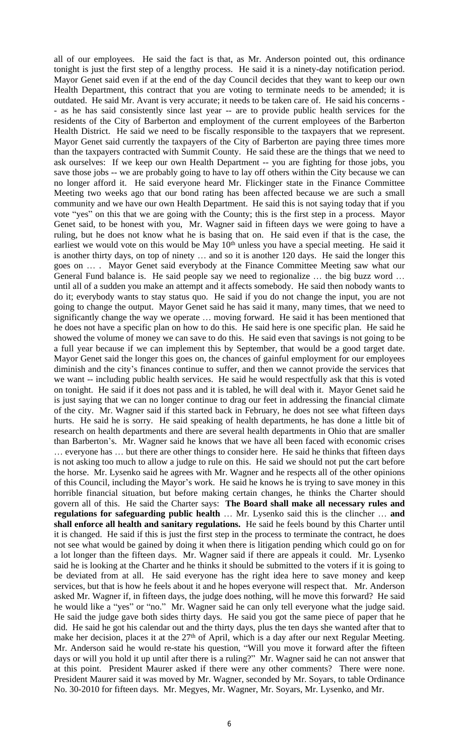all of our employees. He said the fact is that, as Mr. Anderson pointed out, this ordinance tonight is just the first step of a lengthy process. He said it is a ninety-day notification period. Mayor Genet said even if at the end of the day Council decides that they want to keep our own Health Department, this contract that you are voting to terminate needs to be amended; it is outdated. He said Mr. Avant is very accurate; it needs to be taken care of. He said his concerns -- as he has said consistently since last year -- are to provide public health services for the residents of the City of Barberton and employment of the current employees of the Barberton Health District. He said we need to be fiscally responsible to the taxpayers that we represent. Mayor Genet said currently the taxpayers of the City of Barberton are paying three times more than the taxpayers contracted with Summit County. He said these are the things that we need to ask ourselves: If we keep our own Health Department -- you are fighting for those jobs, you save those jobs -- we are probably going to have to lay off others within the City because we can no longer afford it. He said everyone heard Mr. Flickinger state in the Finance Committee Meeting two weeks ago that our bond rating has been affected because we are such a small community and we have our own Health Department. He said this is not saying today that if you vote "yes" on this that we are going with the County; this is the first step in a process. Mayor Genet said, to be honest with you, Mr. Wagner said in fifteen days we were going to have a ruling, but he does not know what he is basing that on. He said even if that is the case, the earliest we would vote on this would be May 10th unless you have a special meeting. He said it is another thirty days, on top of ninety … and so it is another 120 days. He said the longer this goes on … . Mayor Genet said everybody at the Finance Committee Meeting saw what our General Fund balance is. He said people say we need to regionalize … the big buzz word … until all of a sudden you make an attempt and it affects somebody. He said then nobody wants to do it; everybody wants to stay status quo. He said if you do not change the input, you are not going to change the output. Mayor Genet said he has said it many, many times, that we need to significantly change the way we operate … moving forward. He said it has been mentioned that he does not have a specific plan on how to do this. He said here is one specific plan. He said he showed the volume of money we can save to do this. He said even that savings is not going to be a full year because if we can implement this by September, that would be a good target date. Mayor Genet said the longer this goes on, the chances of gainful employment for our employees diminish and the city's finances continue to suffer, and then we cannot provide the services that we want -- including public health services. He said he would respectfully ask that this is voted on tonight. He said if it does not pass and it is tabled, he will deal with it. Mayor Genet said he is just saying that we can no longer continue to drag our feet in addressing the financial climate of the city. Mr. Wagner said if this started back in February, he does not see what fifteen days hurts. He said he is sorry. He said speaking of health departments, he has done a little bit of research on health departments and there are several health departments in Ohio that are smaller than Barberton's. Mr. Wagner said he knows that we have all been faced with economic crises … everyone has … but there are other things to consider here. He said he thinks that fifteen days is not asking too much to allow a judge to rule on this. He said we should not put the cart before the horse. Mr. Lysenko said he agrees with Mr. Wagner and he respects all of the other opinions of this Council, including the Mayor's work. He said he knows he is trying to save money in this horrible financial situation, but before making certain changes, he thinks the Charter should govern all of this. He said the Charter says: **The Board shall make all necessary rules and regulations for safeguarding public health** … Mr. Lysenko said this is the clincher … **and shall enforce all health and sanitary regulations.** He said he feels bound by this Charter until it is changed. He said if this is just the first step in the process to terminate the contract, he does not see what would be gained by doing it when there is litigation pending which could go on for a lot longer than the fifteen days. Mr. Wagner said if there are appeals it could. Mr. Lysenko said he is looking at the Charter and he thinks it should be submitted to the voters if it is going to be deviated from at all. He said everyone has the right idea here to save money and keep services, but that is how he feels about it and he hopes everyone will respect that. Mr. Anderson asked Mr. Wagner if, in fifteen days, the judge does nothing, will he move this forward? He said he would like a "yes" or "no." Mr. Wagner said he can only tell everyone what the judge said. He said the judge gave both sides thirty days. He said you got the same piece of paper that he did. He said he got his calendar out and the thirty days, plus the ten days she wanted after that to make her decision, places it at the 27th of April, which is a day after our next Regular Meeting. Mr. Anderson said he would re-state his question, "Will you move it forward after the fifteen days or will you hold it up until after there is a ruling?" Mr. Wagner said he can not answer that at this point. President Maurer asked if there were any other comments? There were none. President Maurer said it was moved by Mr. Wagner, seconded by Mr. Soyars, to table Ordinance No. 30-2010 for fifteen days. Mr. Megyes, Mr. Wagner, Mr. Soyars, Mr. Lysenko, and Mr.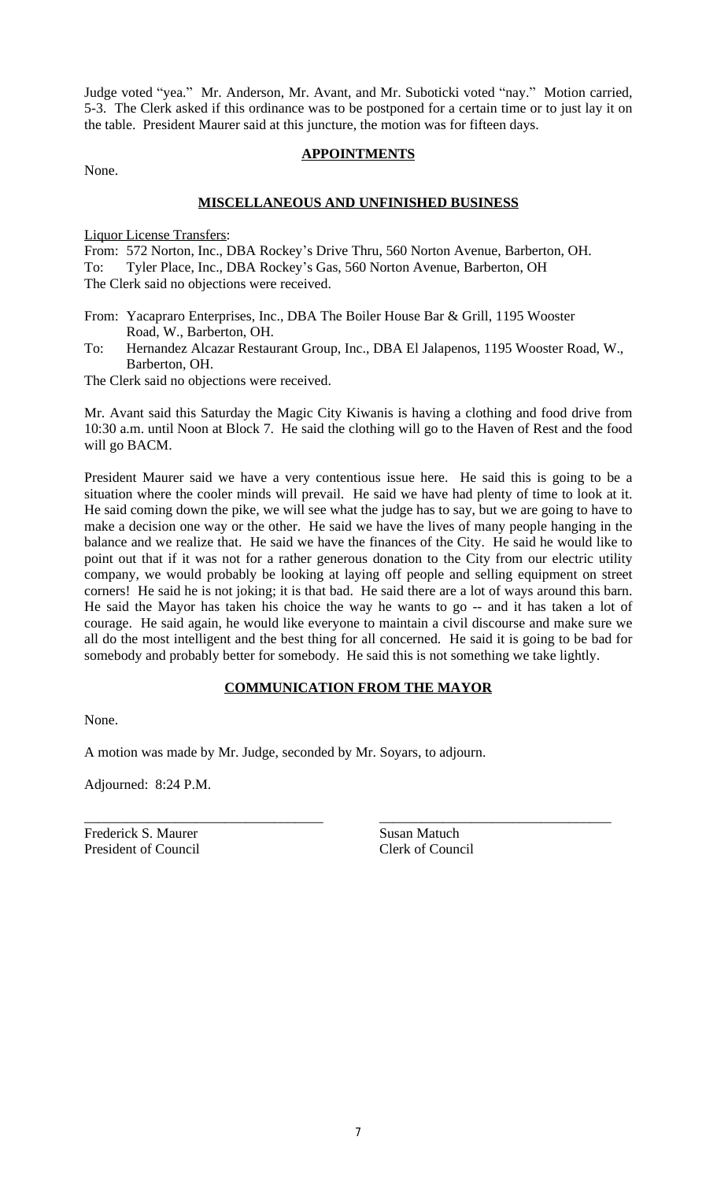Judge voted "yea." Mr. Anderson, Mr. Avant, and Mr. Suboticki voted "nay." Motion carried, 5-3. The Clerk asked if this ordinance was to be postponed for a certain time or to just lay it on the table. President Maurer said at this juncture, the motion was for fifteen days.

## APPOINTMENTS

None.

## MISCELLANEOUS AND UNFINISHED BUSINESS

Liquor License Transfers:

From: 572 Norton, Inc., DBA Rockey's Drive Thru, 560 Norton Avenue, Barberton, OH.
To: Tyler Place, Inc., DBA Rockey's Gas, 560 Norton Avenue, Barberton, OH
The Clerk said no objections were received.

From: Yacapraro Enterprises, Inc., DBA The Boiler House Bar & Grill, 1195 Wooster Road, W., Barberton, OH.
To: Hernandez Alcazar Restaurant Group, Inc., DBA El Jalapenos, 1195 Wooster Road, W., Barberton, OH.
The Clerk said no objections were received.

Mr. Avant said this Saturday the Magic City Kiwanis is having a clothing and food drive from 10:30 a.m. until Noon at Block 7. He said the clothing will go to the Haven of Rest and the food will go BACM.

President Maurer said we have a very contentious issue here. He said this is going to be a situation where the cooler minds will prevail. He said we have had plenty of time to look at it. He said coming down the pike, we will see what the judge has to say, but we are going to have to make a decision one way or the other. He said we have the lives of many people hanging in the balance and we realize that. He said we have the finances of the City. He said he would like to point out that if it was not for a rather generous donation to the City from our electric utility company, we would probably be looking at laying off people and selling equipment on street corners! He said he is not joking; it is that bad. He said there are a lot of ways around this barn. He said the Mayor has taken his choice the way he wants to go -- and it has taken a lot of courage. He said again, he would like everyone to maintain a civil discourse and make sure we all do the most intelligent and the best thing for all concerned. He said it is going to be bad for somebody and probably better for somebody. He said this is not something we take lightly.

## COMMUNICATION FROM THE MAYOR

None.

A motion was made by Mr. Judge, seconded by Mr. Soyars, to adjourn.

Adjourned: 8:24 P.M.

| | |
|---|---|
| \_\_\_\_\_\_\_\_\_\_\_\_\_\_\_\_\_\_\_\_\_\_\_\_\_\_\_\_\_\_ | \_\_\_\_\_\_\_\_\_\_\_\_\_\_\_\_\_\_\_\_\_\_\_\_\_\_\_\_\_\_ |
| Frederick S. Maurer | Susan Matuch |
| President of Council | Clerk of Council |